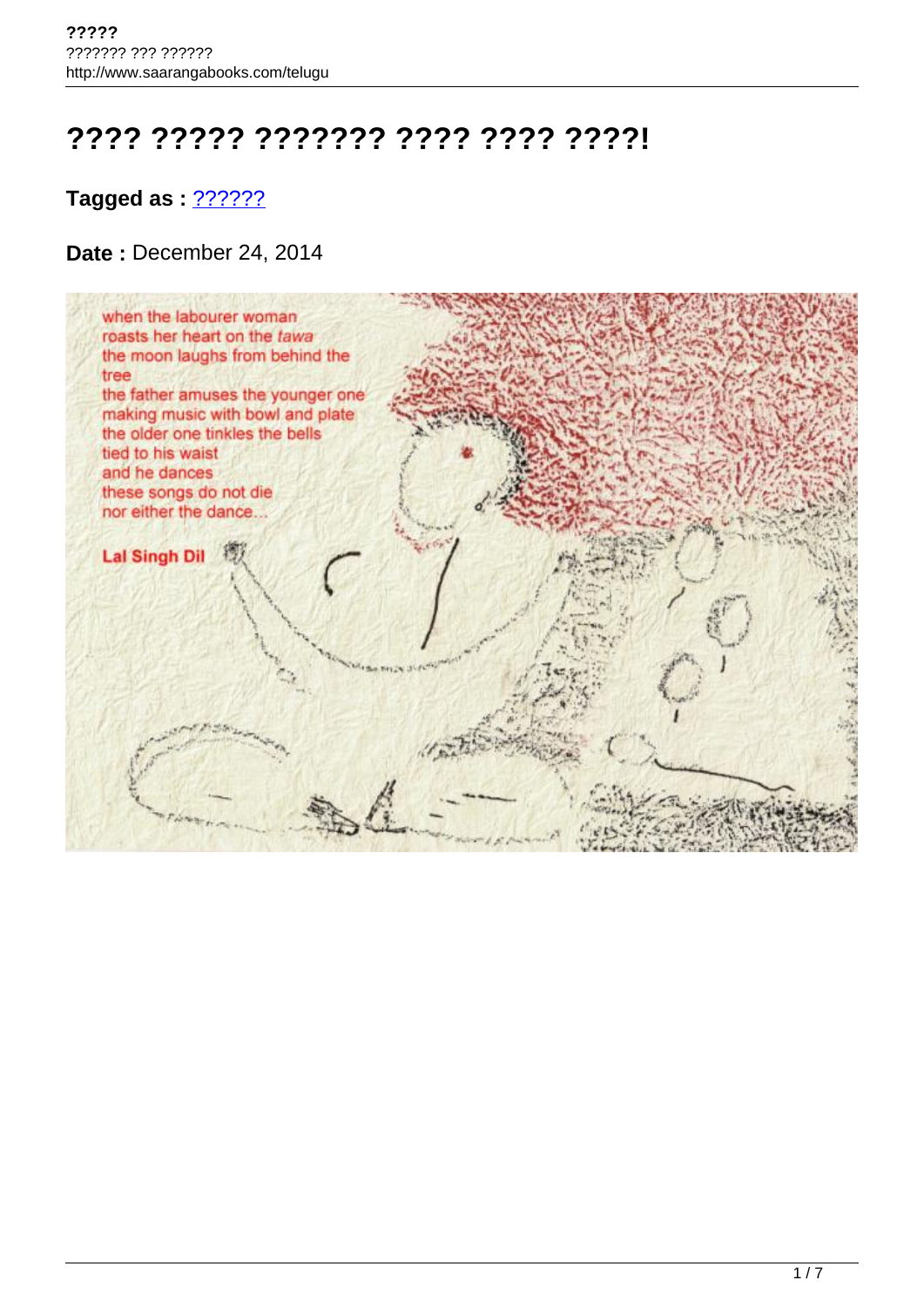# ???? ????? ??????? ???? ???? ????!

**Tagged as :** ??????

**Date :** December 24, 2014

when the labourer woman
roasts her heart on the *tawa*
the moon laughs from behind the
tree
the father amuses the younger one
making music with bowl and plate
the older one tinkles the bells
tied to his waist
and he dances
these songs do not die
nor either the dance…

**Lal Singh Dil**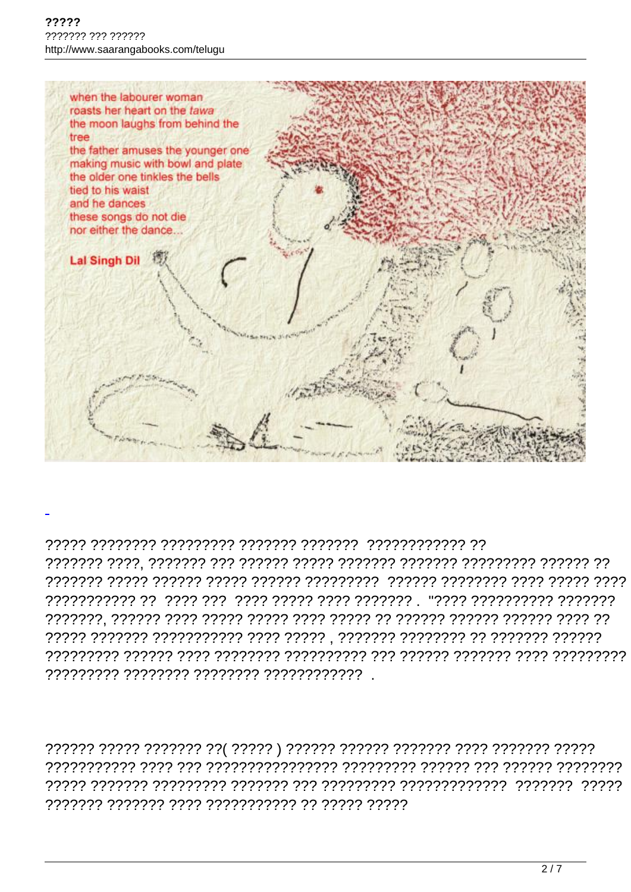when the labourer woman
roasts her heart on the *tawa*
the moon laughs from behind the
tree
the father amuses the younger one
making music with bowl and plate
the older one tinkles the bells
tied to his waist
and he dances
these songs do not die
nor either the dance...

**Lal Singh Dil**

????? ???????? ????????? ??????? ??????? ???????????? ?? ??????? ????, ??????? ??? ?????? ????? ??????? ??????? ????????? ?????? ?? ??????? ????? ?????? ????? ?????? ????????? ?????? ???????? ???? ????? ???? ??????????? ?? ???? ??? ???? ????? ???? ??????? . "???? ?????????? ??????? ???????, ?????? ???? ????? ????? ???? ????? ?? ?????? ?????? ?????? ???? ?? ????? ??????? ??????????? ???? ????? , ??????? ???????? ?? ??????? ?????? ????????? ?????? ???? ???????? ?????????? ??? ?????? ??????? ???? ????????? ????????? ???????? ???????? ???????????? .

?????? ????? ??????? ??( ????? ) ?????? ?????? ??????? ???? ??????? ????? ??????????? ???? ??? ???????????????? ????????? ?????? ??? ?????? ???????? ????? ??????? ????????? ??????? ??? ????????? ????????????? ??????? ????? ??????? ??????? ???? ??????????? ?? ????? ?????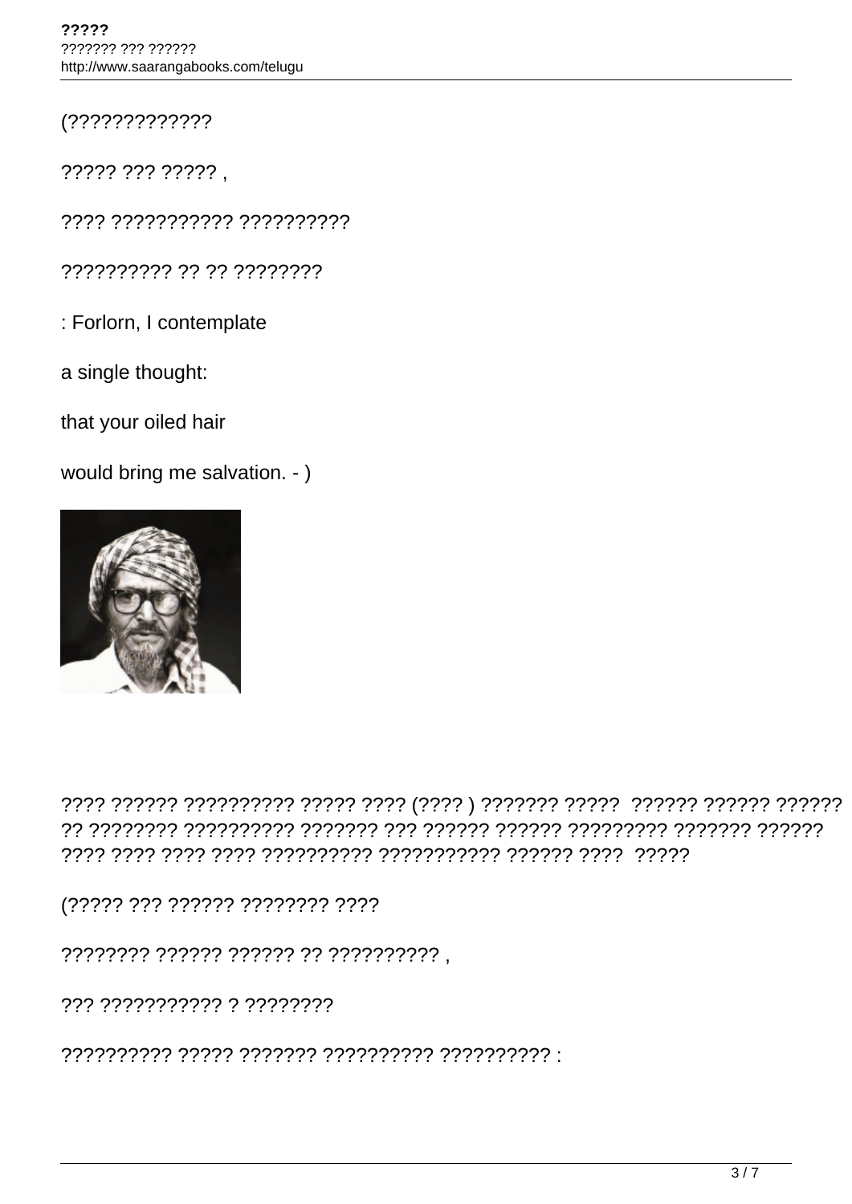(?????????????

????? ??? ????? ,

???? ??????????? ??????????

?????????? ?? ?? ????????

: Forlorn, I contemplate

a single thought:

that your oiled hair

would bring me salvation. - )

???? ?????? ?????????? ????? ???? (???? ) ??????? ?????  ?????? ?????? ?????? ?? ???????? ?????????? ??????? ??? ?????? ?????? ????????? ??????? ?????? ???? ???? ???? ???? ?????????? ??????????? ?????? ????  ?????

(????? ??? ?????? ???????? ????

???????? ?????? ?????? ?? ?????????? ,

??? ??????????? ? ????????

?????????? ????? ??????? ?????????? ?????????? :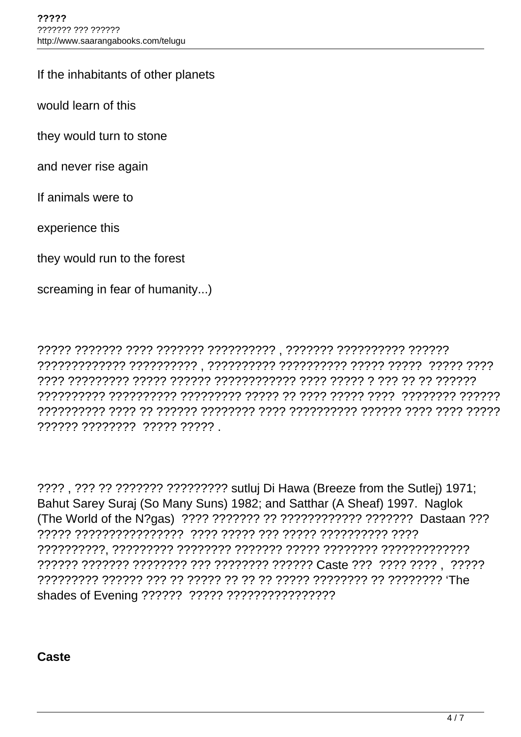If the inhabitants of other planets

would learn of this

they would turn to stone

and never rise again

If animals were to

experience this

they would run to the forest

screaming in fear of humanity...)

????? ??????? ???? ??????? ?????????? , ??????? ?????????? ?????? ????????????? ?????????? , ?????????? ?????????? ????? ????? ????? ???? ???? ????????? ????? ?????? ???????????? ???? ????? ? ??? ?? ?? ?????? ?????????? ?????????? ????????? ????? ?? ???? ????? ???? ???????? ?????? ?????????? ???? ?? ?????? ???????? ???? ?????????? ?????? ???? ???? ????? ?????? ???????? ????? ????? .

???? , ??? ?? ??????? ????????? sutluj Di Hawa (Breeze from the Sutlej) 1971; Bahut Sarey Suraj (So Many Suns) 1982; and Satthar (A Sheaf) 1997. Naglok (The World of the N?gas) ???? ??????? ?? ???????????? ??????? Dastaan ??? ????? ???????????????? ???? ????? ??? ????? ?????????? ???? ??????????, ????????? ???????? ??????? ????? ???????? ????????????? ?????? ??????? ???????? ??? ???????? ?????? Caste ??? ???? ???? , ????? ????????? ?????? ??? ?? ????? ?? ?? ?? ????? ???????? ?? ???????? 'The shades of Evening ?????? ????? ????????????????

**Caste**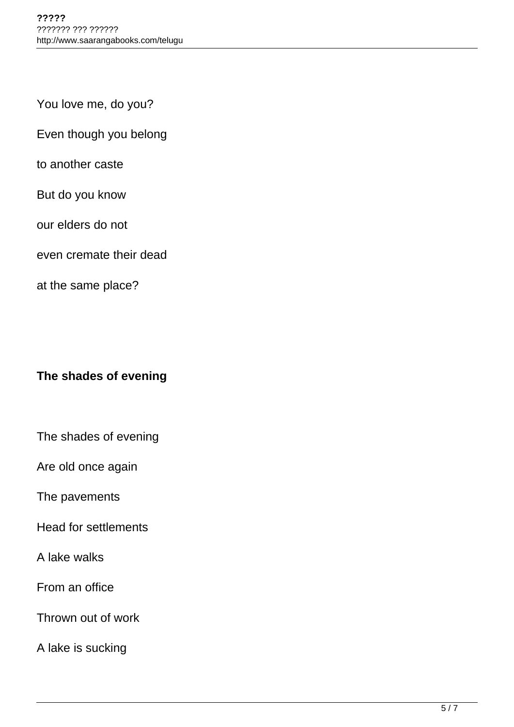You love me, do you?

Even though you belong

to another caste

But do you know

our elders do not

even cremate their dead

at the same place?

**The shades of evening**

The shades of evening

Are old once again

The pavements

Head for settlements

A lake walks

From an office

Thrown out of work

A lake is sucking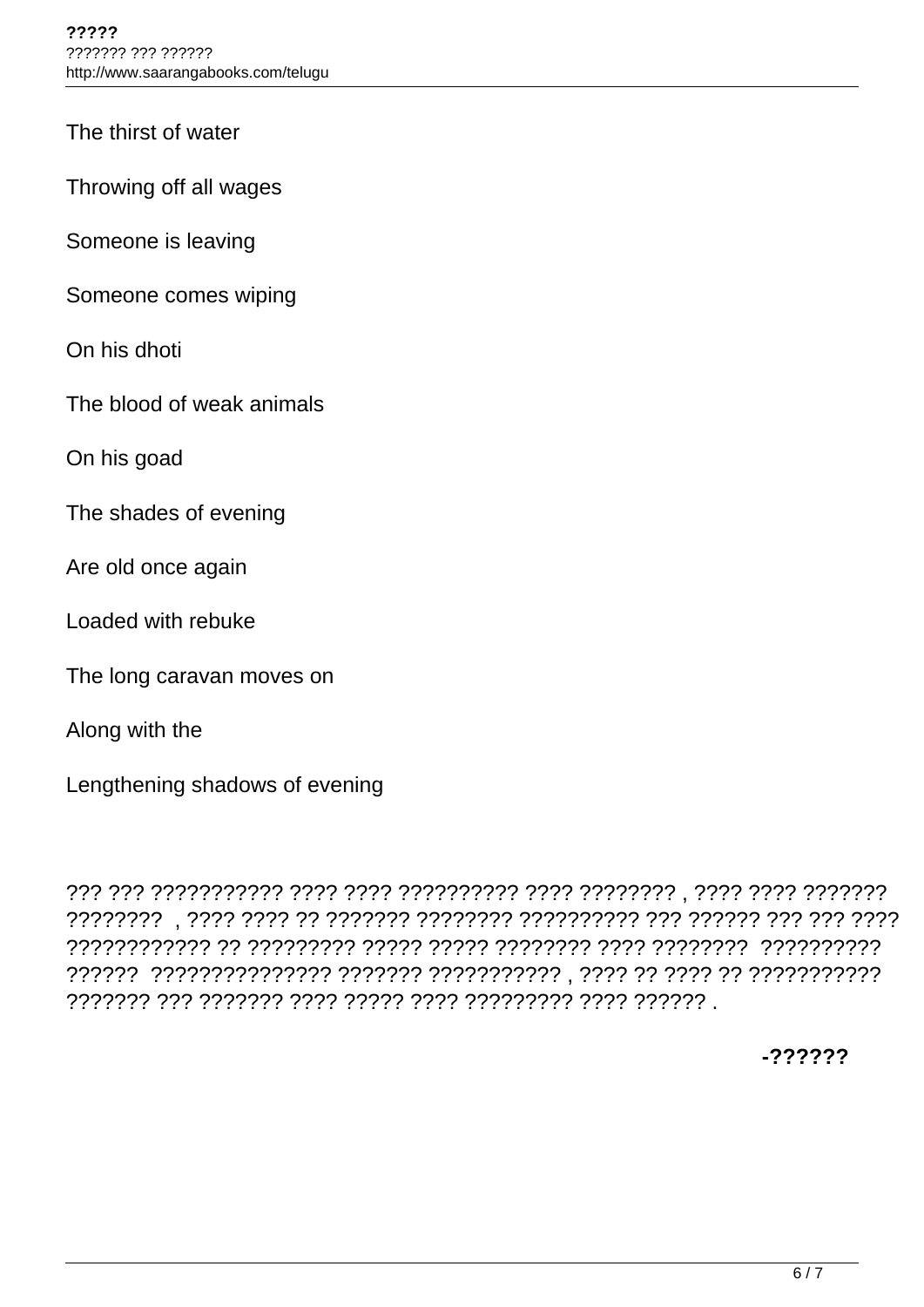The thirst of water

Throwing off all wages

Someone is leaving

Someone comes wiping

On his dhoti

The blood of weak animals

On his goad

The shades of evening

Are old once again

Loaded with rebuke

The long caravan moves on

Along with the

Lengthening shadows of evening

??? ??? ??????????? ???? ???? ?????????? ???? ???????? , ???? ???? ??????? ????????  , ???? ???? ?? ??????? ???????? ?????????? ??? ?????? ??? ??? ???? ???????????? ?? ????????? ????? ????? ???????? ???? ????????  ?????????? ??????  ??????????????? ??????? ??????????? , ???? ?? ???? ?? ??????????? ??????? ??? ??????? ???? ????? ???? ????????? ???? ?????? .

**-??????**